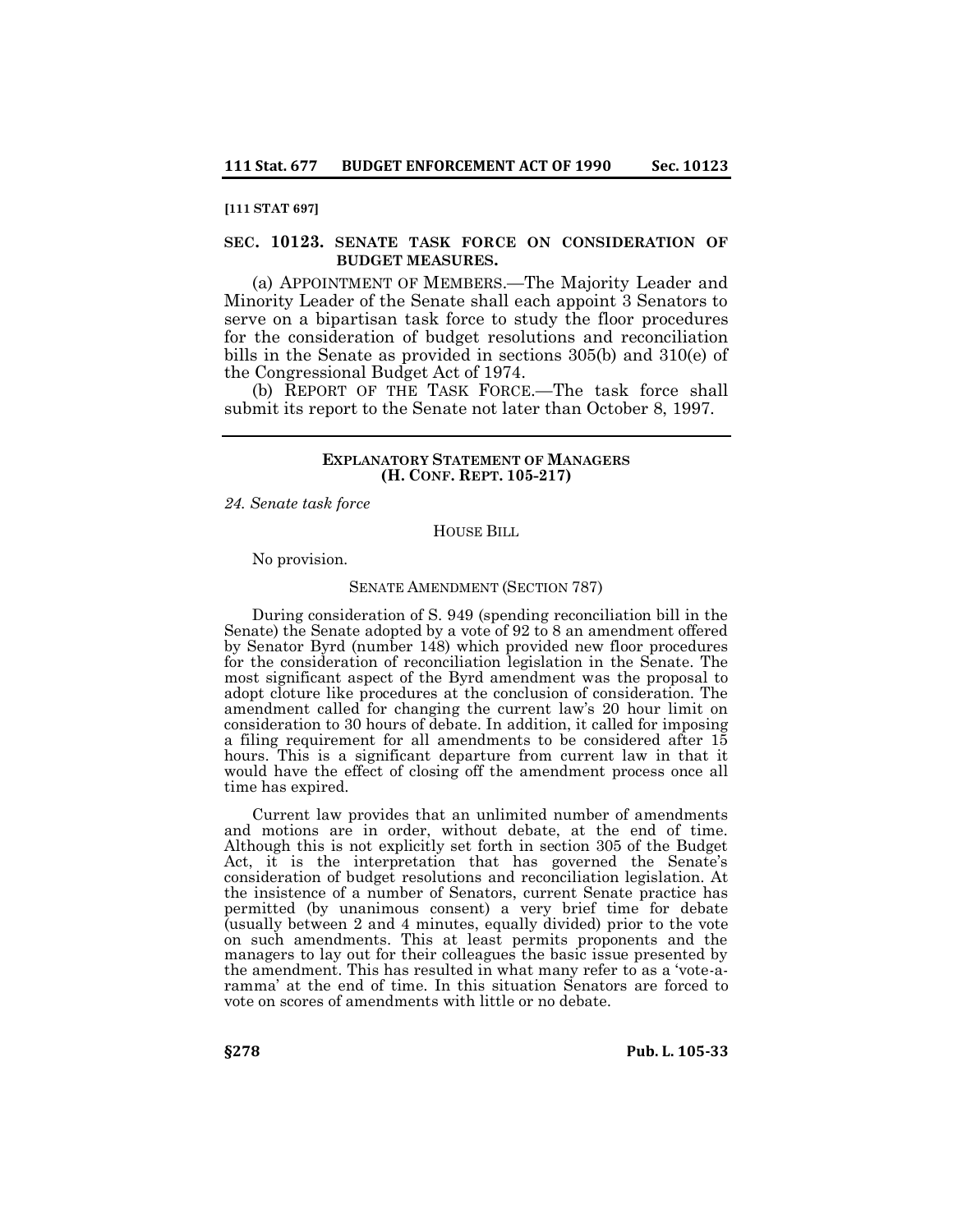[111 STAT 697]

### SEC. 10123. SENATE TASK FORCE ON CONSIDERATION OF BUDGET MEASURES.

(a) APPOINTMENT OF MEMBERS.—The Majority Leader and Minority Leader of the Senate shall each appoint 3 Senators to serve on a bipartisan task force to study the floor procedures for the consideration of budget resolutions and reconciliation bills in the Senate as provided in sections 305(b) and 310(e) of the Congressional Budget Act of 1974.

(b) REPORT OF THE TASK FORCE.—The task force shall submit its report to the Senate not later than October 8, 1997.

---

#### EXPLANATORY STATEMENT OF MANAGERS (H. CONF. REPT. 105-217)

*24. Senate task force*

HOUSE BILL

No provision.

SENATE AMENDMENT (SECTION 787)

During consideration of S. 949 (spending reconciliation bill in the Senate) the Senate adopted by a vote of 92 to 8 an amendment offered by Senator Byrd (number 148) which provided new floor procedures for the consideration of reconciliation legislation in the Senate. The most significant aspect of the Byrd amendment was the proposal to adopt cloture like procedures at the conclusion of consideration. The amendment called for changing the current law's 20 hour limit on consideration to 30 hours of debate. In addition, it called for imposing a filing requirement for all amendments to be considered after 15 hours. This is a significant departure from current law in that it would have the effect of closing off the amendment process once all time has expired.

Current law provides that an unlimited number of amendments and motions are in order, without debate, at the end of time. Although this is not explicitly set forth in section 305 of the Budget Act, it is the interpretation that has governed the Senate's consideration of budget resolutions and reconciliation legislation. At the insistence of a number of Senators, current Senate practice has permitted (by unanimous consent) a very brief time for debate (usually between 2 and 4 minutes, equally divided) prior to the vote on such amendments. This at least permits proponents and the managers to lay out for their colleagues the basic issue presented by the amendment. This has resulted in what many refer to as a 'vote-a-ramma' at the end of time. In this situation Senators are forced to vote on scores of amendments with little or no debate.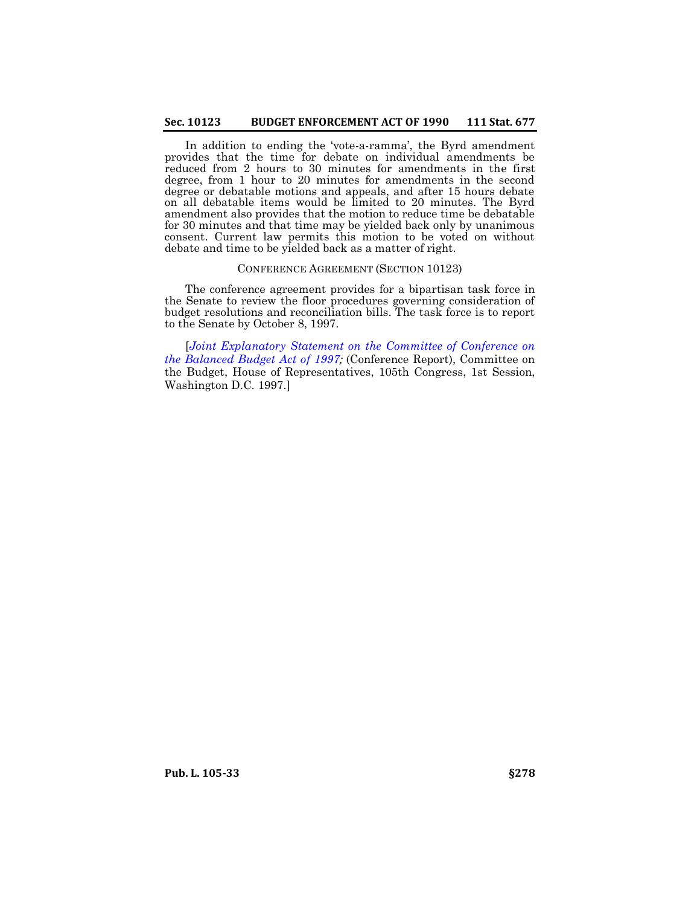In addition to ending the 'vote-a-ramma', the Byrd amendment provides that the time for debate on individual amendments be reduced from 2 hours to 30 minutes for amendments in the first degree, from 1 hour to 20 minutes for amendments in the second degree or debatable motions and appeals, and after 15 hours debate on all debatable items would be limited to 20 minutes. The Byrd amendment also provides that the motion to reduce time be debatable for 30 minutes and that time may be yielded back only by unanimous consent. Current law permits this motion to be voted on without debate and time to be yielded back as a matter of right.

CONFERENCE AGREEMENT (SECTION 10123)

The conference agreement provides for a bipartisan task force in the Senate to review the floor procedures governing consideration of budget resolutions and reconciliation bills. The task force is to report to the Senate by October 8, 1997.

[*Joint Explanatory Statement on the Committee of Conference on the Balanced Budget Act of 1997;* (Conference Report), Committee on the Budget, House of Representatives, 105th Congress, 1st Session, Washington D.C. 1997.]